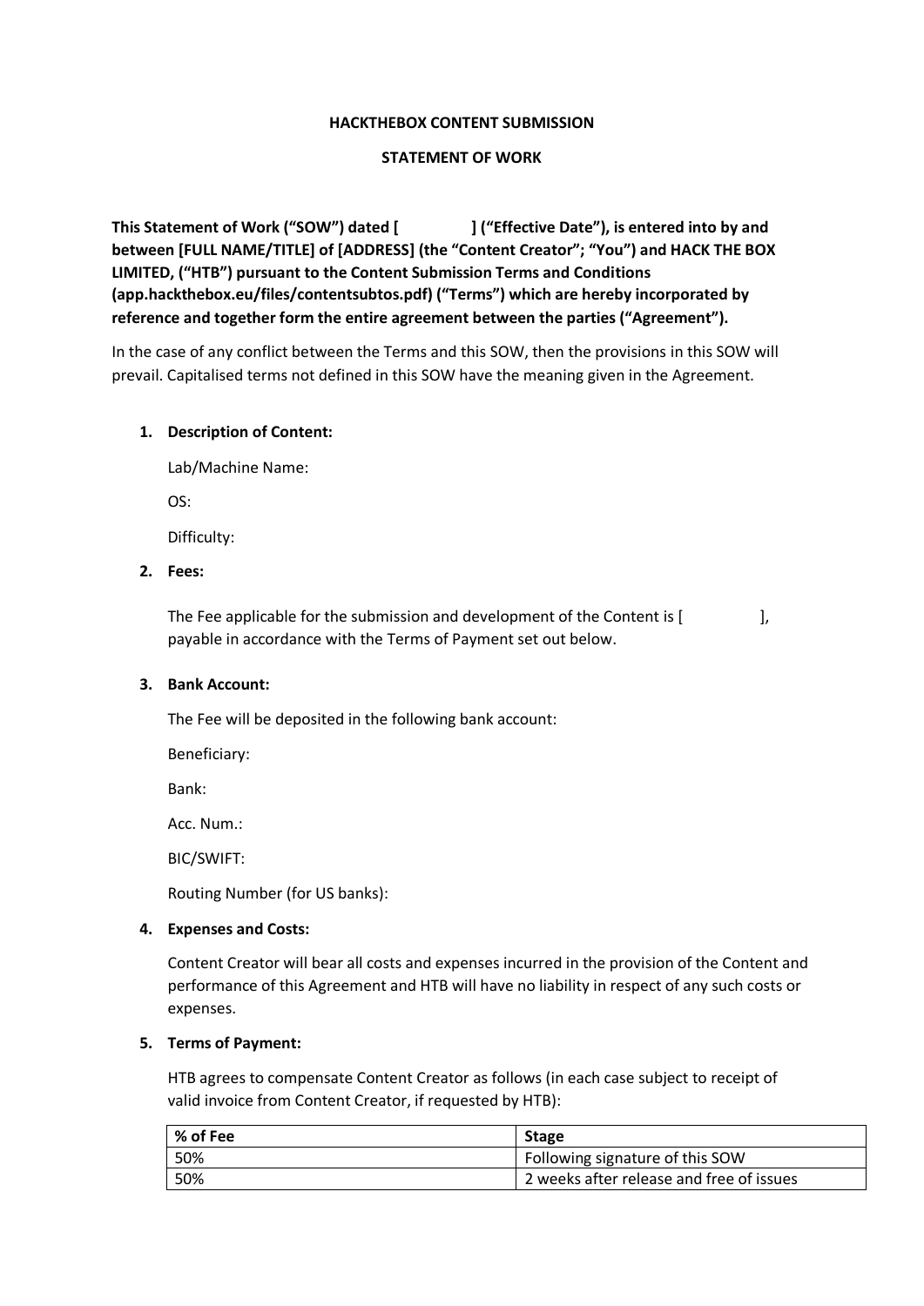**HACKTHEBOX CONTENT SUBMISSION**

**STATEMENT OF WORK**

**This Statement of Work ("SOW") dated [ ] ("Effective Date"), is entered into by and between [FULL NAME/TITLE] of [ADDRESS] (the "Content Creator"; "You") and HACK THE BOX LIMITED, ("HTB") pursuant to the Content Submission Terms and Conditions (app.hackthebox.eu/files/contentsubtos.pdf) ("Terms") which are hereby incorporated by reference and together form the entire agreement between the parties ("Agreement").**

In the case of any conflict between the Terms and this SOW, then the provisions in this SOW will prevail. Capitalised terms not defined in this SOW have the meaning given in the Agreement.

1. **Description of Content:**

   Lab/Machine Name:

   OS:

   Difficulty:

2. **Fees:**

   The Fee applicable for the submission and development of the Content is [ ], payable in accordance with the Terms of Payment set out below.

3. **Bank Account:**

   The Fee will be deposited in the following bank account:

   Beneficiary:

   Bank:

   Acc. Num.:

   BIC/SWIFT:

   Routing Number (for US banks):

4. **Expenses and Costs:**

   Content Creator will bear all costs and expenses incurred in the provision of the Content and performance of this Agreement and HTB will have no liability in respect of any such costs or expenses.

5. **Terms of Payment:**

   HTB agrees to compensate Content Creator as follows (in each case subject to receipt of valid invoice from Content Creator, if requested by HTB):

| % of Fee | Stage |
| --- | --- |
| 50% | Following signature of this SOW |
| 50% | 2 weeks after release and free of issues |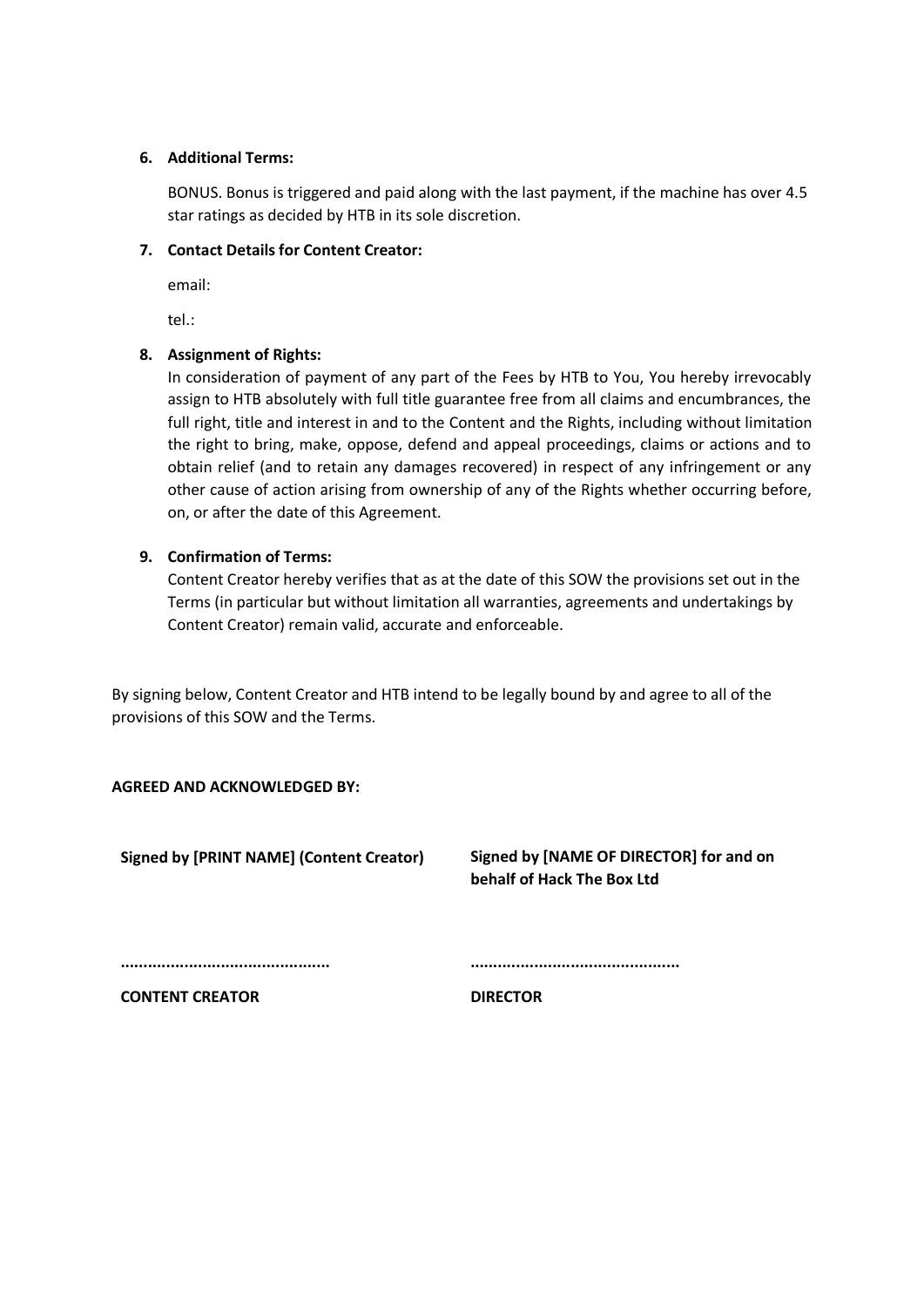6. **Additional Terms:**

   BONUS. Bonus is triggered and paid along with the last payment, if the machine has over 4.5 star ratings as decided by HTB in its sole discretion.

7. **Contact Details for Content Creator:**

   email:

   tel.:

8. **Assignment of Rights:**
   In consideration of payment of any part of the Fees by HTB to You, You hereby irrevocably assign to HTB absolutely with full title guarantee free from all claims and encumbrances, the full right, title and interest in and to the Content and the Rights, including without limitation the right to bring, make, oppose, defend and appeal proceedings, claims or actions and to obtain relief (and to retain any damages recovered) in respect of any infringement or any other cause of action arising from ownership of any of the Rights whether occurring before, on, or after the date of this Agreement.

9. **Confirmation of Terms:**
   Content Creator hereby verifies that as at the date of this SOW the provisions set out in the Terms (in particular but without limitation all warranties, agreements and undertakings by Content Creator) remain valid, accurate and enforceable.

By signing below, Content Creator and HTB intend to be legally bound by and agree to all of the provisions of this SOW and the Terms.

**AGREED AND ACKNOWLEDGED BY:**

| | |
|---|---|
| **Signed by [PRINT NAME] (Content Creator)** | **Signed by [NAME OF DIRECTOR] for and on behalf of Hack The Box Ltd** |
| ............................................ | ............................................ |
| **CONTENT CREATOR** | **DIRECTOR** |